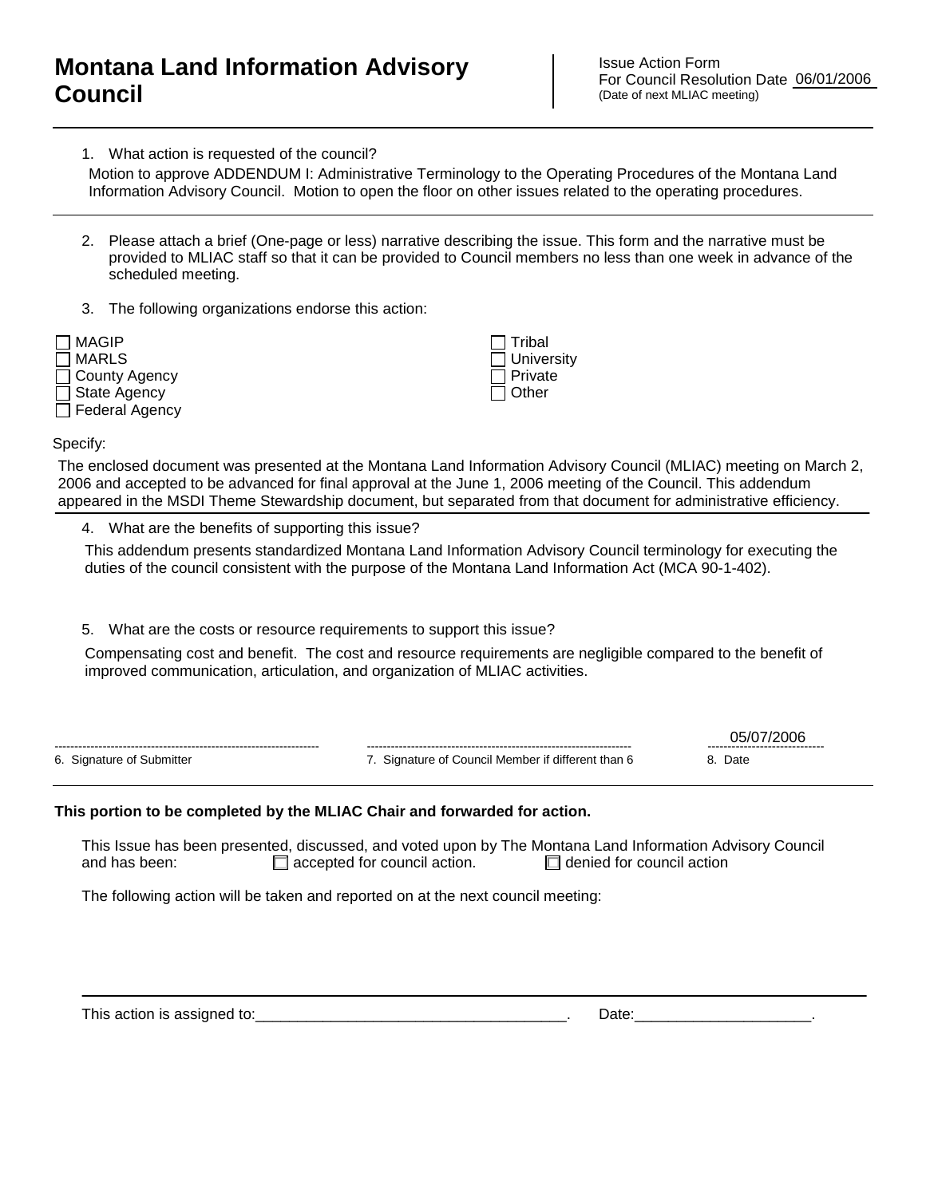# Montana Land Information Advisory Council

Issue Action Form
For Council Resolution Date 06/01/2006
(Date of next MLIAC meeting)

---

1. What action is requested of the council?

Motion to approve ADDENDUM I: Administrative Terminology to the Operating Procedures of the Montana Land Information Advisory Council. Motion to open the floor on other issues related to the operating procedures.

---

2. Please attach a brief (One-page or less) narrative describing the issue. This form and the narrative must be provided to MLIAC staff so that it can be provided to Council members no less than one week in advance of the scheduled meeting.

3. The following organizations endorse this action:

- ☐ MAGIP
- ☐ MARLS
- ☐ County Agency
- ☐ State Agency
- ☐ Federal Agency
- ☐ Tribal
- ☐ University
- ☐ Private
- ☐ Other

Specify:

The enclosed document was presented at the Montana Land Information Advisory Council (MLIAC) meeting on March 2, 2006 and accepted to be advanced for final approval at the June 1, 2006 meeting of the Council. This addendum appeared in the MSDI Theme Stewardship document, but separated from that document for administrative efficiency.

---

4. What are the benefits of supporting this issue?

This addendum presents standardized Montana Land Information Advisory Council terminology for executing the duties of the council consistent with the purpose of the Montana Land Information Act (MCA 90-1-402).

5. What are the costs or resource requirements to support this issue?

Compensating cost and benefit. The cost and resource requirements are negligible compared to the benefit of improved communication, articulation, and organization of MLIAC activities.

| ---------- | ---------- | 05/07/2006 |
|---|---|---|
| 6. Signature of Submitter | 7. Signature of Council Member if different than 6 | 8. Date |

---

**This portion to be completed by the MLIAC Chair and forwarded for action.**

This Issue has been presented, discussed, and voted upon by The Montana Land Information Advisory Council and has been: ☐ accepted for council action. ☐ denied for council action

The following action will be taken and reported on at the next council meeting:

---

This action is assigned to:______________________________________. Date:_____________________.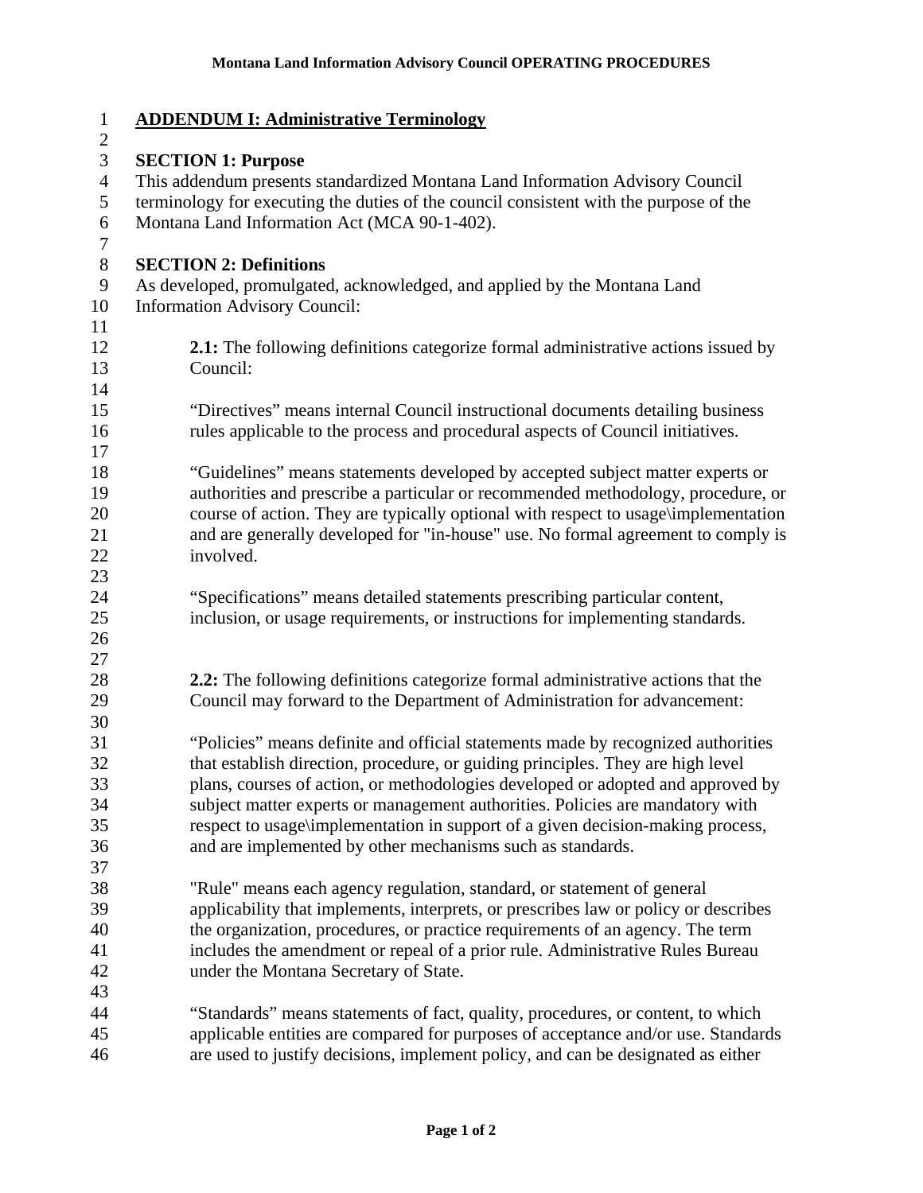## ADDENDUM I: Administrative Terminology

### SECTION 1: Purpose

This addendum presents standardized Montana Land Information Advisory Council terminology for executing the duties of the council consistent with the purpose of the Montana Land Information Act (MCA 90-1-402).

### SECTION 2: Definitions

As developed, promulgated, acknowledged, and applied by the Montana Land Information Advisory Council:

**2.1:** The following definitions categorize formal administrative actions issued by Council:

"Directives" means internal Council instructional documents detailing business rules applicable to the process and procedural aspects of Council initiatives.

"Guidelines" means statements developed by accepted subject matter experts or authorities and prescribe a particular or recommended methodology, procedure, or course of action. They are typically optional with respect to usage\implementation and are generally developed for "in-house" use. No formal agreement to comply is involved.

"Specifications" means detailed statements prescribing particular content, inclusion, or usage requirements, or instructions for implementing standards.

**2.2:** The following definitions categorize formal administrative actions that the Council may forward to the Department of Administration for advancement:

"Policies" means definite and official statements made by recognized authorities that establish direction, procedure, or guiding principles. They are high level plans, courses of action, or methodologies developed or adopted and approved by subject matter experts or management authorities. Policies are mandatory with respect to usage\implementation in support of a given decision-making process, and are implemented by other mechanisms such as standards.

"Rule" means each agency regulation, standard, or statement of general applicability that implements, interprets, or prescribes law or policy or describes the organization, procedures, or practice requirements of an agency. The term includes the amendment or repeal of a prior rule. Administrative Rules Bureau under the Montana Secretary of State.

"Standards" means statements of fact, quality, procedures, or content, to which applicable entities are compared for purposes of acceptance and/or use. Standards are used to justify decisions, implement policy, and can be designated as either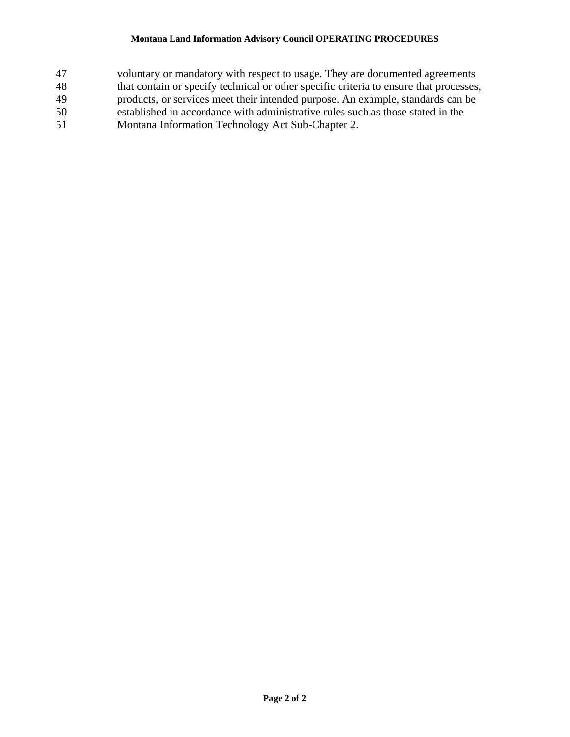47 voluntary or mandatory with respect to usage. They are documented agreements
48 that contain or specify technical or other specific criteria to ensure that processes,
49 products, or services meet their intended purpose. An example, standards can be
50 established in accordance with administrative rules such as those stated in the
51 Montana Information Technology Act Sub-Chapter 2.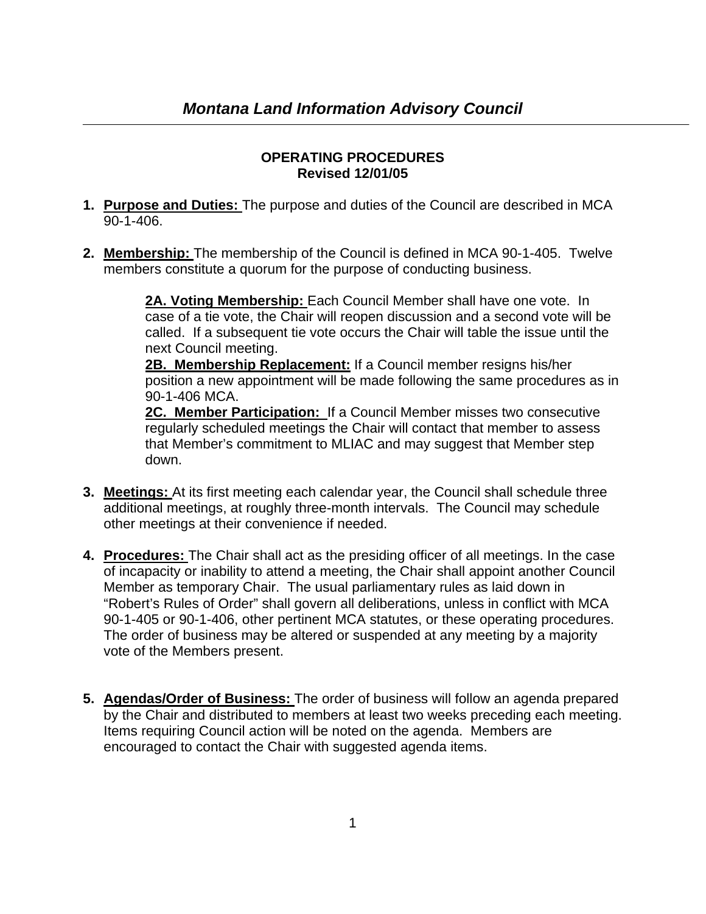# *Montana Land Information Advisory Council*

**OPERATING PROCEDURES**
**Revised 12/01/05**

1. **Purpose and Duties:** The purpose and duties of the Council are described in MCA 90-1-406.

2. **Membership:** The membership of the Council is defined in MCA 90-1-405. Twelve members constitute a quorum for the purpose of conducting business.

   **2A. Voting Membership:** Each Council Member shall have one vote. In case of a tie vote, the Chair will reopen discussion and a second vote will be called. If a subsequent tie vote occurs the Chair will table the issue until the next Council meeting.

   **2B. Membership Replacement:** If a Council member resigns his/her position a new appointment will be made following the same procedures as in 90-1-406 MCA.

   **2C. Member Participation:** If a Council Member misses two consecutive regularly scheduled meetings the Chair will contact that member to assess that Member's commitment to MLIAC and may suggest that Member step down.

3. **Meetings:** At its first meeting each calendar year, the Council shall schedule three additional meetings, at roughly three-month intervals. The Council may schedule other meetings at their convenience if needed.

4. **Procedures:** The Chair shall act as the presiding officer of all meetings. In the case of incapacity or inability to attend a meeting, the Chair shall appoint another Council Member as temporary Chair. The usual parliamentary rules as laid down in "Robert's Rules of Order" shall govern all deliberations, unless in conflict with MCA 90-1-405 or 90-1-406, other pertinent MCA statutes, or these operating procedures. The order of business may be altered or suspended at any meeting by a majority vote of the Members present.

5. **Agendas/Order of Business:** The order of business will follow an agenda prepared by the Chair and distributed to members at least two weeks preceding each meeting. Items requiring Council action will be noted on the agenda. Members are encouraged to contact the Chair with suggested agenda items.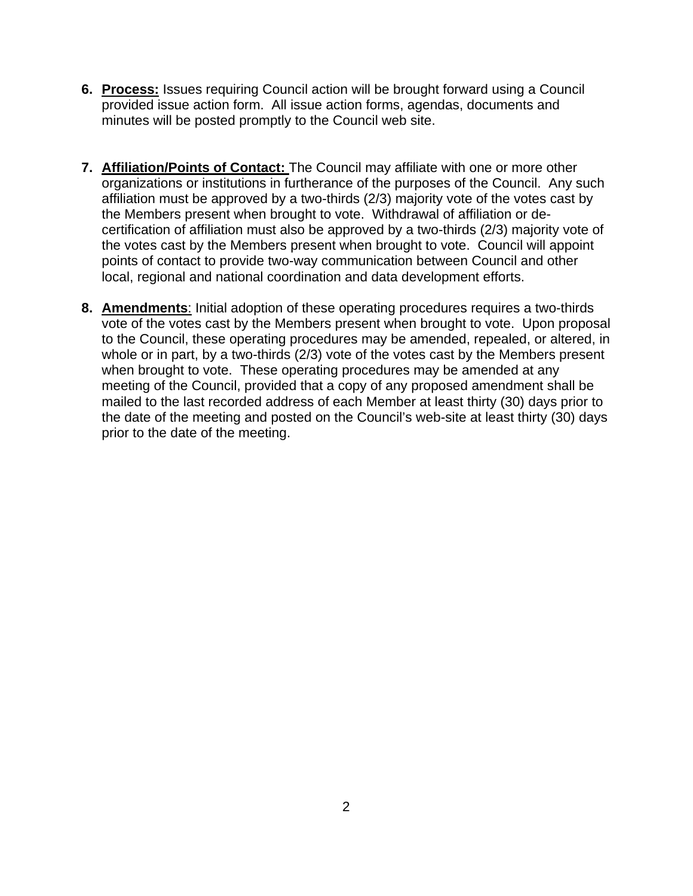6. **Process:** Issues requiring Council action will be brought forward using a Council provided issue action form. All issue action forms, agendas, documents and minutes will be posted promptly to the Council web site.

7. **Affiliation/Points of Contact:** The Council may affiliate with one or more other organizations or institutions in furtherance of the purposes of the Council. Any such affiliation must be approved by a two-thirds (2/3) majority vote of the votes cast by the Members present when brought to vote. Withdrawal of affiliation or de-certification of affiliation must also be approved by a two-thirds (2/3) majority vote of the votes cast by the Members present when brought to vote. Council will appoint points of contact to provide two-way communication between Council and other local, regional and national coordination and data development efforts.

8. **Amendments**: Initial adoption of these operating procedures requires a two-thirds vote of the votes cast by the Members present when brought to vote. Upon proposal to the Council, these operating procedures may be amended, repealed, or altered, in whole or in part, by a two-thirds (2/3) vote of the votes cast by the Members present when brought to vote. These operating procedures may be amended at any meeting of the Council, provided that a copy of any proposed amendment shall be mailed to the last recorded address of each Member at least thirty (30) days prior to the date of the meeting and posted on the Council's web-site at least thirty (30) days prior to the date of the meeting.